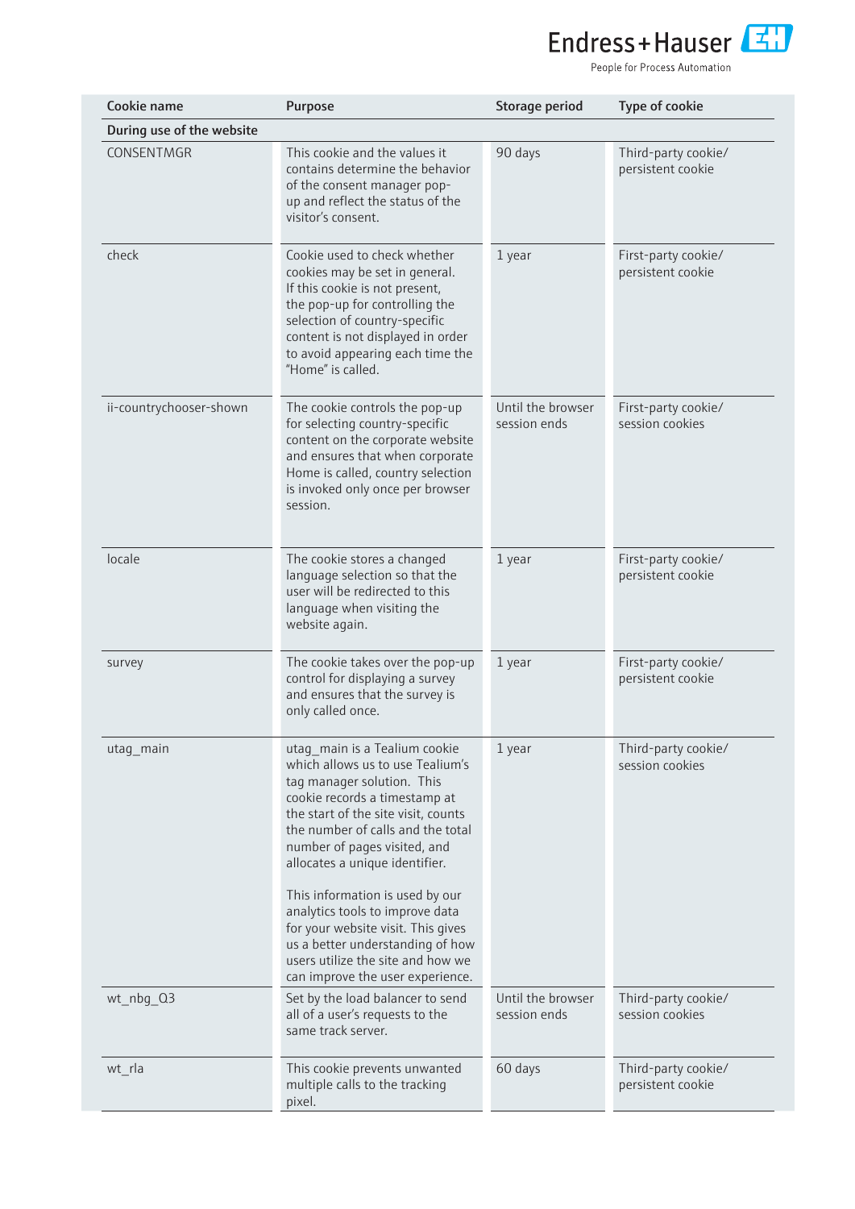| Cookie name | Purpose | Storage period | Type of cookie |
|---|---|---|---|
| **During use of the website** | | | |
| CONSENTMGR | This cookie and the values it contains determine the behavior of the consent manager pop-up and reflect the status of the visitor's consent. | 90 days | Third-party cookie/ persistent cookie |
| check | Cookie used to check whether cookies may be set in general. If this cookie is not present, the pop-up for controlling the selection of country-specific content is not displayed in order to avoid appearing each time the "Home" is called. | 1 year | First-party cookie/ persistent cookie |
| ii-countrychooser-shown | The cookie controls the pop-up for selecting country-specific content on the corporate website and ensures that when corporate Home is called, country selection is invoked only once per browser session. | Until the browser session ends | First-party cookie/ session cookies |
| locale | The cookie stores a changed language selection so that the user will be redirected to this language when visiting the website again. | 1 year | First-party cookie/ persistent cookie |
| survey | The cookie takes over the pop-up control for displaying a survey and ensures that the survey is only called once. | 1 year | First-party cookie/ persistent cookie |
| utag_main | utag_main is a Tealium cookie which allows us to use Tealium's tag manager solution. This cookie records a timestamp at the start of the site visit, counts the number of calls and the total number of pages visited, and allocates a unique identifier.<br><br>This information is used by our analytics tools to improve data for your website visit. This gives us a better understanding of how users utilize the site and how we can improve the user experience. | 1 year | Third-party cookie/ session cookies |
| wt_nbg_Q3 | Set by the load balancer to send all of a user's requests to the same track server. | Until the browser session ends | Third-party cookie/ session cookies |
| wt_rla | This cookie prevents unwanted multiple calls to the tracking pixel. | 60 days | Third-party cookie/ persistent cookie |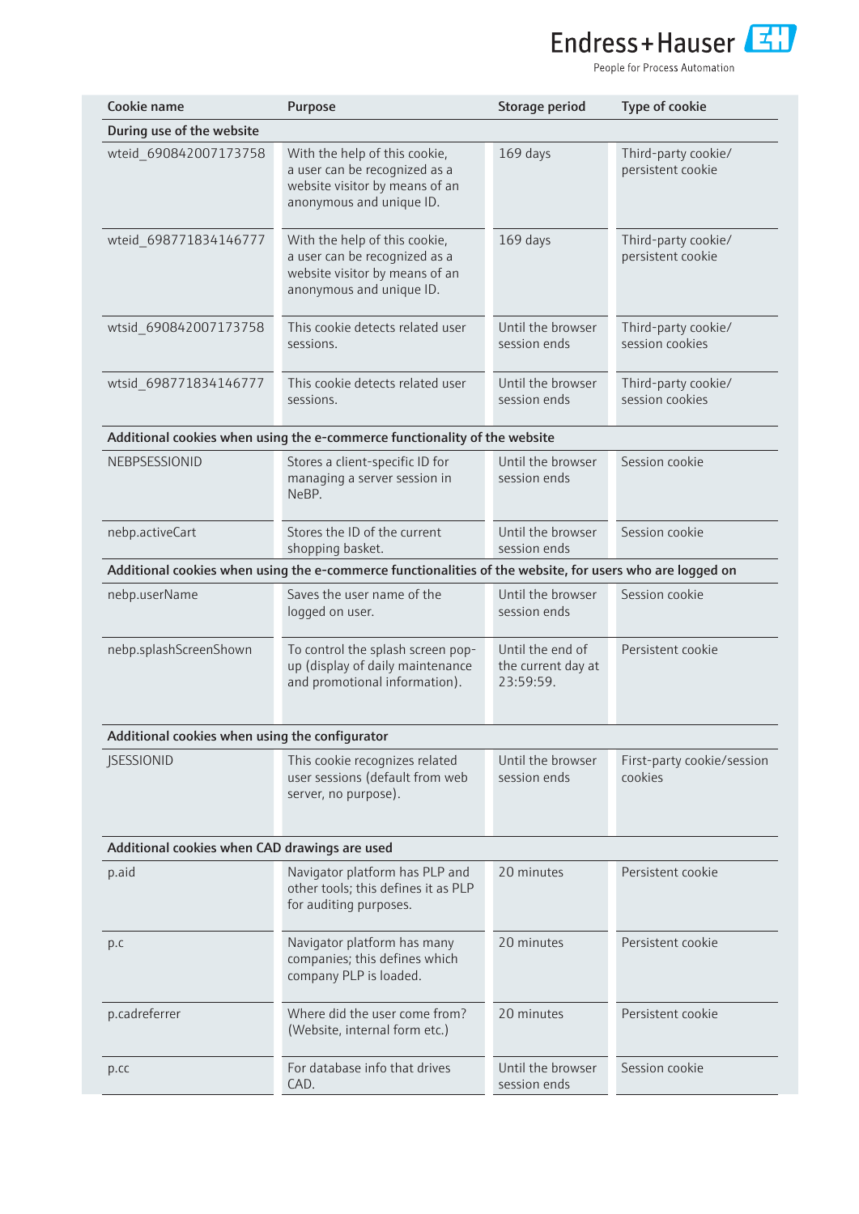| Cookie name | Purpose | Storage period | Type of cookie |
|---|---|---|---|
| **During use of the website** | | | |
| wteid_690842007173758 | With the help of this cookie, a user can be recognized as a website visitor by means of an anonymous and unique ID. | 169 days | Third-party cookie/ persistent cookie |
| wteid_698771834146777 | With the help of this cookie, a user can be recognized as a website visitor by means of an anonymous and unique ID. | 169 days | Third-party cookie/ persistent cookie |
| wtsid_690842007173758 | This cookie detects related user sessions. | Until the browser session ends | Third-party cookie/ session cookies |
| wtsid_698771834146777 | This cookie detects related user sessions. | Until the browser session ends | Third-party cookie/ session cookies |
| **Additional cookies when using the e-commerce functionality of the website** | | | |
| NEBPSESSIONID | Stores a client-specific ID for managing a server session in NeBP. | Until the browser session ends | Session cookie |
| nebp.activeCart | Stores the ID of the current shopping basket. | Until the browser session ends | Session cookie |
| **Additional cookies when using the e-commerce functionalities of the website, for users who are logged on** | | | |
| nebp.userName | Saves the user name of the logged on user. | Until the browser session ends | Session cookie |
| nebp.splashScreenShown | To control the splash screen pop-up (display of daily maintenance and promotional information). | Until the end of the current day at 23:59:59. | Persistent cookie |
| **Additional cookies when using the configurator** | | | |
| JSESSIONID | This cookie recognizes related user sessions (default from web server, no purpose). | Until the browser session ends | First-party cookie/session cookies |
| **Additional cookies when CAD drawings are used** | | | |
| p.aid | Navigator platform has PLP and other tools; this defines it as PLP for auditing purposes. | 20 minutes | Persistent cookie |
| p.c | Navigator platform has many companies; this defines which company PLP is loaded. | 20 minutes | Persistent cookie |
| p.cadreferrer | Where did the user come from? (Website, internal form etc.) | 20 minutes | Persistent cookie |
| p.cc | For database info that drives CAD. | Until the browser session ends | Session cookie |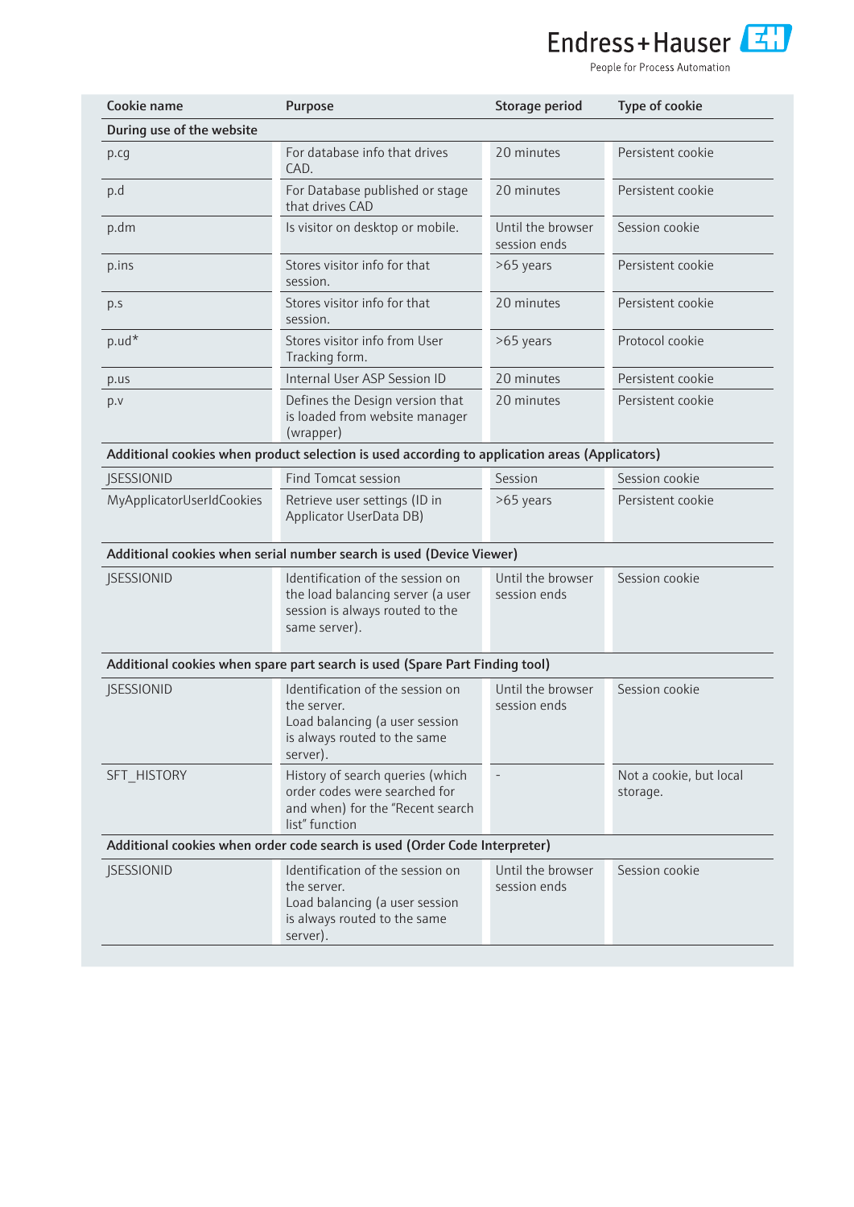| Cookie name | Purpose | Storage period | Type of cookie |
|---|---|---|---|
| **During use of the website** | | | |
| p.cg | For database info that drives CAD. | 20 minutes | Persistent cookie |
| p.d | For Database published or stage that drives CAD | 20 minutes | Persistent cookie |
| p.dm | Is visitor on desktop or mobile. | Until the browser session ends | Session cookie |
| p.ins | Stores visitor info for that session. | >65 years | Persistent cookie |
| p.s | Stores visitor info for that session. | 20 minutes | Persistent cookie |
| p.ud* | Stores visitor info from User Tracking form. | >65 years | Protocol cookie |
| p.us | Internal User ASP Session ID | 20 minutes | Persistent cookie |
| p.v | Defines the Design version that is loaded from website manager (wrapper) | 20 minutes | Persistent cookie |
| **Additional cookies when product selection is used according to application areas (Applicators)** | | | |
| JSESSIONID | Find Tomcat session | Session | Session cookie |
| MyApplicatorUserIdCookies | Retrieve user settings (ID in Applicator UserData DB) | >65 years | Persistent cookie |
| **Additional cookies when serial number search is used (Device Viewer)** | | | |
| JSESSIONID | Identification of the session on the load balancing server (a user session is always routed to the same server). | Until the browser session ends | Session cookie |
| **Additional cookies when spare part search is used (Spare Part Finding tool)** | | | |
| JSESSIONID | Identification of the session on the server. Load balancing (a user session is always routed to the same server). | Until the browser session ends | Session cookie |
| SFT_HISTORY | History of search queries (which order codes were searched for and when) for the "Recent search list" function | - | Not a cookie, but local storage. |
| **Additional cookies when order code search is used (Order Code Interpreter)** | | | |
| JSESSIONID | Identification of the session on the server. Load balancing (a user session is always routed to the same server). | Until the browser session ends | Session cookie |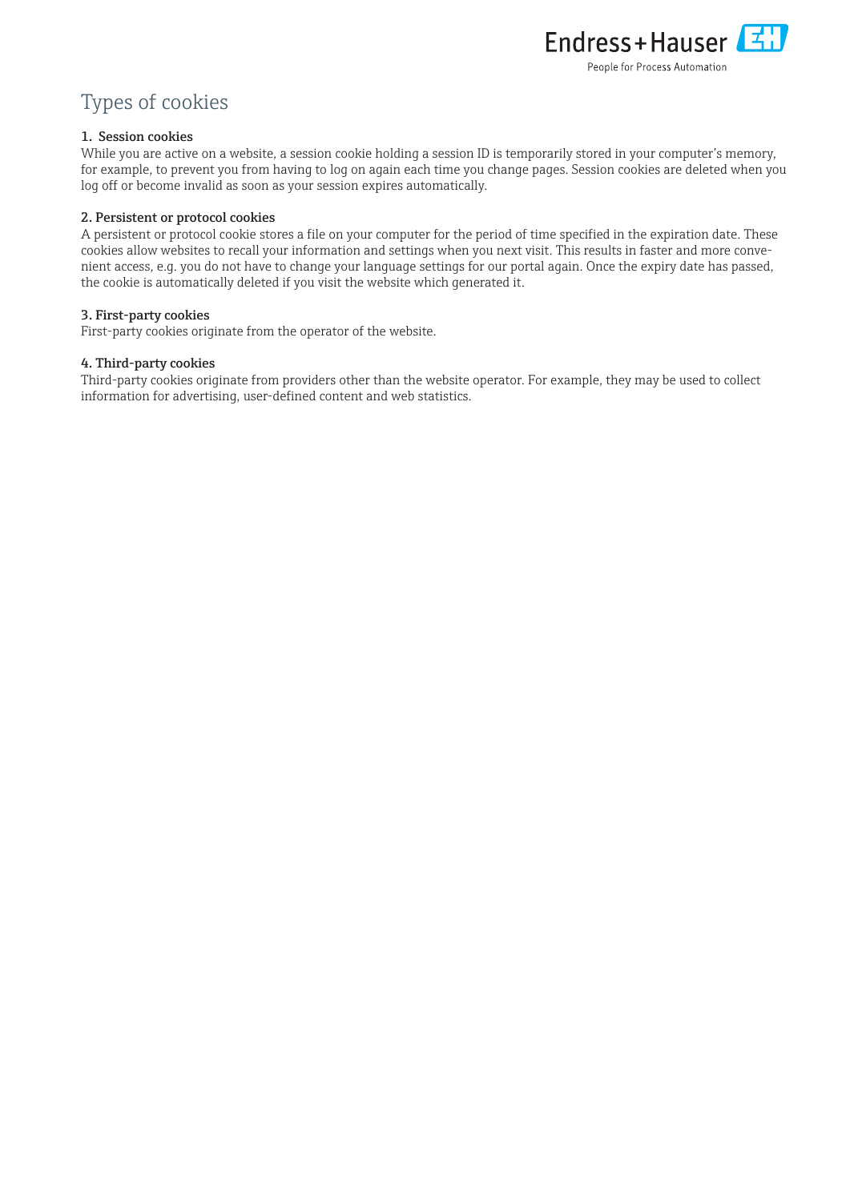# Types of cookies

**1. Session cookies**
While you are active on a website, a session cookie holding a session ID is temporarily stored in your computer's memory, for example, to prevent you from having to log on again each time you change pages. Session cookies are deleted when you log off or become invalid as soon as your session expires automatically.

**2. Persistent or protocol cookies**
A persistent or protocol cookie stores a file on your computer for the period of time specified in the expiration date. These cookies allow websites to recall your information and settings when you next visit. This results in faster and more convenient access, e.g. you do not have to change your language settings for our portal again. Once the expiry date has passed, the cookie is automatically deleted if you visit the website which generated it.

**3. First-party cookies**
First-party cookies originate from the operator of the website.

**4. Third-party cookies**
Third-party cookies originate from providers other than the website operator. For example, they may be used to collect information for advertising, user-defined content and web statistics.